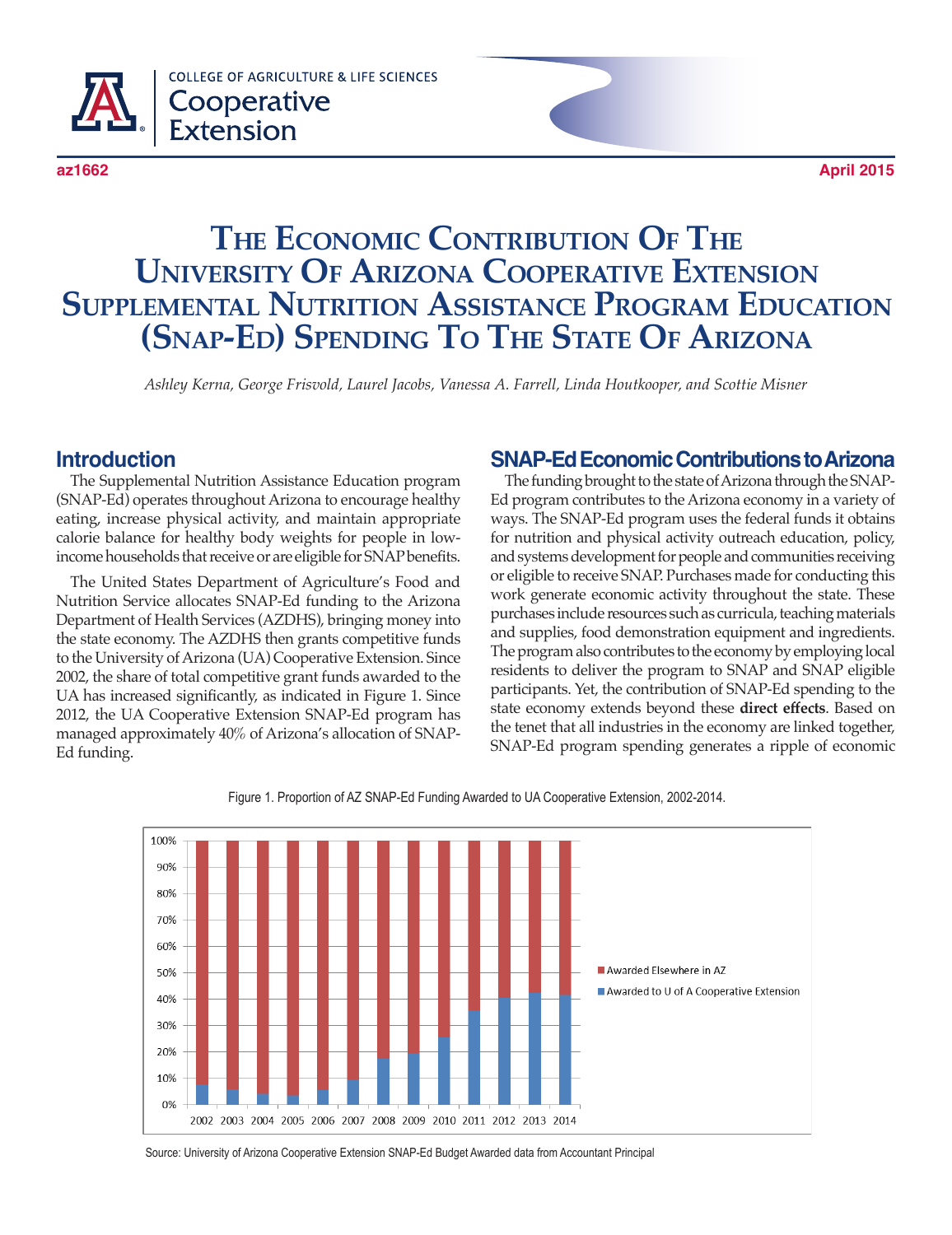COLLEGE OF AGRICULTURE & LIFE SCIENCES
Cooperative Extension

az1662 April 2015

# The Economic Contribution Of The University Of Arizona Cooperative Extension Supplemental Nutrition Assistance Program Education (SNAP-Ed) Spending To The State Of Arizona

*Ashley Kerna, George Frisvold, Laurel Jacobs, Vanessa A. Farrell, Linda Houtkooper, and Scottie Misner*

## Introduction

The Supplemental Nutrition Assistance Education program (SNAP-Ed) operates throughout Arizona to encourage healthy eating, increase physical activity, and maintain appropriate calorie balance for healthy body weights for people in low-income households that receive or are eligible for SNAP benefits.

The United States Department of Agriculture's Food and Nutrition Service allocates SNAP-Ed funding to the Arizona Department of Health Services (AZDHS), bringing money into the state economy. The AZDHS then grants competitive funds to the University of Arizona (UA) Cooperative Extension. Since 2002, the share of total competitive grant funds awarded to the UA has increased significantly, as indicated in Figure 1. Since 2012, the UA Cooperative Extension SNAP-Ed program has managed approximately 40% of Arizona's allocation of SNAP-Ed funding.

## SNAP-Ed Economic Contributions to Arizona

The funding brought to the state of Arizona through the SNAP-Ed program contributes to the Arizona economy in a variety of ways. The SNAP-Ed program uses the federal funds it obtains for nutrition and physical activity outreach education, policy, and systems development for people and communities receiving or eligible to receive SNAP. Purchases made for conducting this work generate economic activity throughout the state. These purchases include resources such as curricula, teaching materials and supplies, food demonstration equipment and ingredients. The program also contributes to the economy by employing local residents to deliver the program to SNAP and SNAP eligible participants. Yet, the contribution of SNAP-Ed spending to the state economy extends beyond these **direct effects**. Based on the tenet that all industries in the economy are linked together, SNAP-Ed program spending generates a ripple of economic

Figure 1. Proportion of AZ SNAP-Ed Funding Awarded to UA Cooperative Extension, 2002-2014.

Source: University of Arizona Cooperative Extension SNAP-Ed Budget Awarded data from Accountant Principal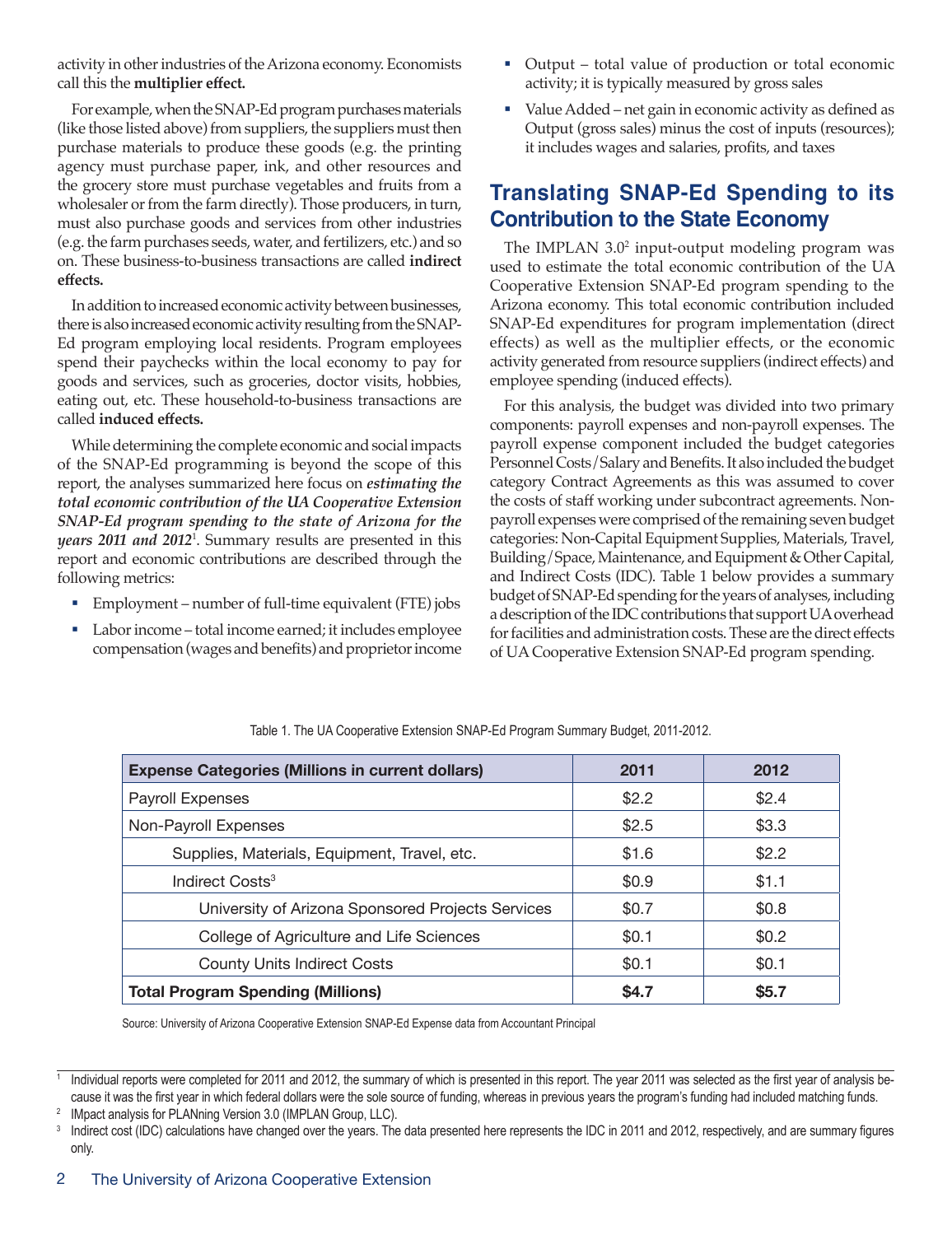activity in other industries of the Arizona economy. Economists call this the **multiplier effect.**

For example, when the SNAP-Ed program purchases materials (like those listed above) from suppliers, the suppliers must then purchase materials to produce these goods (e.g. the printing agency must purchase paper, ink, and other resources and the grocery store must purchase vegetables and fruits from a wholesaler or from the farm directly). Those producers, in turn, must also purchase goods and services from other industries (e.g. the farm purchases seeds, water, and fertilizers, etc.) and so on. These business-to-business transactions are called **indirect effects.**

In addition to increased economic activity between businesses, there is also increased economic activity resulting from the SNAP-Ed program employing local residents. Program employees spend their paychecks within the local economy to pay for goods and services, such as groceries, doctor visits, hobbies, eating out, etc. These household-to-business transactions are called **induced effects.**

While determining the complete economic and social impacts of the SNAP-Ed programming is beyond the scope of this report, the analyses summarized here focus on ***estimating the total economic contribution of the UA Cooperative Extension SNAP-Ed program spending to the state of Arizona for the years 2011 and 2012***[1]. Summary results are presented in this report and economic contributions are described through the following metrics:

- Employment – number of full-time equivalent (FTE) jobs
- Labor income – total income earned; it includes employee compensation (wages and benefits) and proprietor income
- Output – total value of production or total economic activity; it is typically measured by gross sales
- Value Added – net gain in economic activity as defined as Output (gross sales) minus the cost of inputs (resources); it includes wages and salaries, profits, and taxes

## Translating SNAP-Ed Spending to its Contribution to the State Economy

The IMPLAN 3.0[2] input-output modeling program was used to estimate the total economic contribution of the UA Cooperative Extension SNAP-Ed program spending to the Arizona economy. This total economic contribution included SNAP-Ed expenditures for program implementation (direct effects) as well as the multiplier effects, or the economic activity generated from resource suppliers (indirect effects) and employee spending (induced effects).

For this analysis, the budget was divided into two primary components: payroll expenses and non-payroll expenses. The payroll expense component included the budget categories Personnel Costs/Salary and Benefits. It also included the budget category Contract Agreements as this was assumed to cover the costs of staff working under subcontract agreements. Non-payroll expenses were comprised of the remaining seven budget categories: Non-Capital Equipment Supplies, Materials, Travel, Building/Space, Maintenance, and Equipment & Other Capital, and Indirect Costs (IDC). Table 1 below provides a summary budget of SNAP-Ed spending for the years of analyses, including a description of the IDC contributions that support UA overhead for facilities and administration costs. These are the direct effects of UA Cooperative Extension SNAP-Ed program spending.

Table 1. The UA Cooperative Extension SNAP-Ed Program Summary Budget, 2011-2012.

| Expense Categories (Millions in current dollars) | 2011 | 2012 |
|---|---|---|
| Payroll Expenses | $2.2 | $2.4 |
| Non-Payroll Expenses | $2.5 | $3.3 |
| Supplies, Materials, Equipment, Travel, etc. | $1.6 | $2.2 |
| Indirect Costs[3] | $0.9 | $1.1 |
| University of Arizona Sponsored Projects Services | $0.7 | $0.8 |
| College of Agriculture and Life Sciences | $0.1 | $0.2 |
| County Units Indirect Costs | $0.1 | $0.1 |
| **Total Program Spending (Millions)** | **$4.7** | **$5.7** |

Source: University of Arizona Cooperative Extension SNAP-Ed Expense data from Accountant Principal

[1] Individual reports were completed for 2011 and 2012, the summary of which is presented in this report. The year 2011 was selected as the first year of analysis because it was the first year in which federal dollars were the sole source of funding, whereas in previous years the program's funding had included matching funds.

[2] IMpact analysis for PLANning Version 3.0 (IMPLAN Group, LLC).

[3] Indirect cost (IDC) calculations have changed over the years. The data presented here represents the IDC in 2011 and 2012, respectively, and are summary figures only.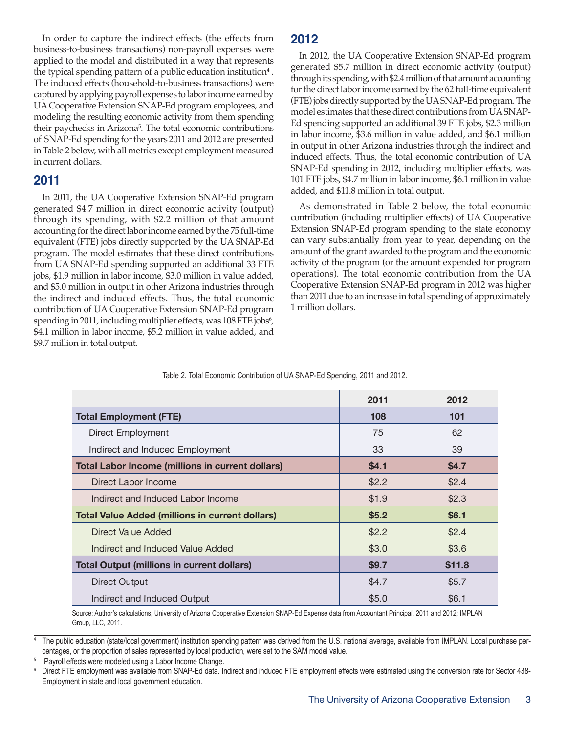In order to capture the indirect effects (the effects from business-to-business transactions) non-payroll expenses were applied to the model and distributed in a way that represents the typical spending pattern of a public education institution[4]. The induced effects (household-to-business transactions) were captured by applying payroll expenses to labor income earned by UA Cooperative Extension SNAP-Ed program employees, and modeling the resulting economic activity from them spending their paychecks in Arizona[5]. The total economic contributions of SNAP-Ed spending for the years 2011 and 2012 are presented in Table 2 below, with all metrics except employment measured in current dollars.

## 2011

In 2011, the UA Cooperative Extension SNAP-Ed program generated $4.7 million in direct economic activity (output) through its spending, with $2.2 million of that amount accounting for the direct labor income earned by the 75 full-time equivalent (FTE) jobs directly supported by the UA SNAP-Ed program. The model estimates that these direct contributions from UA SNAP-Ed spending supported an additional 33 FTE jobs, $1.9 million in labor income, $3.0 million in value added, and $5.0 million in output in other Arizona industries through the indirect and induced effects. Thus, the total economic contribution of UA Cooperative Extension SNAP-Ed program spending in 2011, including multiplier effects, was 108 FTE jobs[6], $4.1 million in labor income, $5.2 million in value added, and $9.7 million in total output.

## 2012

In 2012, the UA Cooperative Extension SNAP-Ed program generated $5.7 million in direct economic activity (output) through its spending, with $2.4 million of that amount accounting for the direct labor income earned by the 62 full-time equivalent (FTE) jobs directly supported by the UA SNAP-Ed program. The model estimates that these direct contributions from UA SNAP-Ed spending supported an additional 39 FTE jobs, $2.3 million in labor income, $3.6 million in value added, and $6.1 million in output in other Arizona industries through the indirect and induced effects. Thus, the total economic contribution of UA SNAP-Ed spending in 2012, including multiplier effects, was 101 FTE jobs, $4.7 million in labor income, $6.1 million in value added, and $11.8 million in total output.

As demonstrated in Table 2 below, the total economic contribution (including multiplier effects) of UA Cooperative Extension SNAP-Ed program spending to the state economy can vary substantially from year to year, depending on the amount of the grant awarded to the program and the economic activity of the program (or the amount expended for program operations). The total economic contribution from the UA Cooperative Extension SNAP-Ed program in 2012 was higher than 2011 due to an increase in total spending of approximately 1 million dollars.

Table 2. Total Economic Contribution of UA SNAP-Ed Spending, 2011 and 2012.

| | 2011 | 2012 |
|---|---|---|
| **Total Employment (FTE)** | **108** | **101** |
| Direct Employment | 75 | 62 |
| Indirect and Induced Employment | 33 | 39 |
| **Total Labor Income (millions in current dollars)** | **$4.1** | **$4.7** |
| Direct Labor Income | $2.2 | $2.4 |
| Indirect and Induced Labor Income | $1.9 | $2.3 |
| **Total Value Added (millions in current dollars)** | **$5.2** | **$6.1** |
| Direct Value Added | $2.2 | $2.4 |
| Indirect and Induced Value Added | $3.0 | $3.6 |
| **Total Output (millions in current dollars)** | **$9.7** | **$11.8** |
| Direct Output | $4.7 | $5.7 |
| Indirect and Induced Output | $5.0 | $6.1 |

Source: Author's calculations; University of Arizona Cooperative Extension SNAP-Ed Expense data from Accountant Principal, 2011 and 2012; IMPLAN Group, LLC, 2011.

[4] The public education (state/local government) institution spending pattern was derived from the U.S. national average, available from IMPLAN. Local purchase percentages, or the proportion of sales represented by local production, were set to the SAM model value.

[5] Payroll effects were modeled using a Labor Income Change.

[6] Direct FTE employment was available from SNAP-Ed data. Indirect and induced FTE employment effects were estimated using the conversion rate for Sector 438-Employment in state and local government education.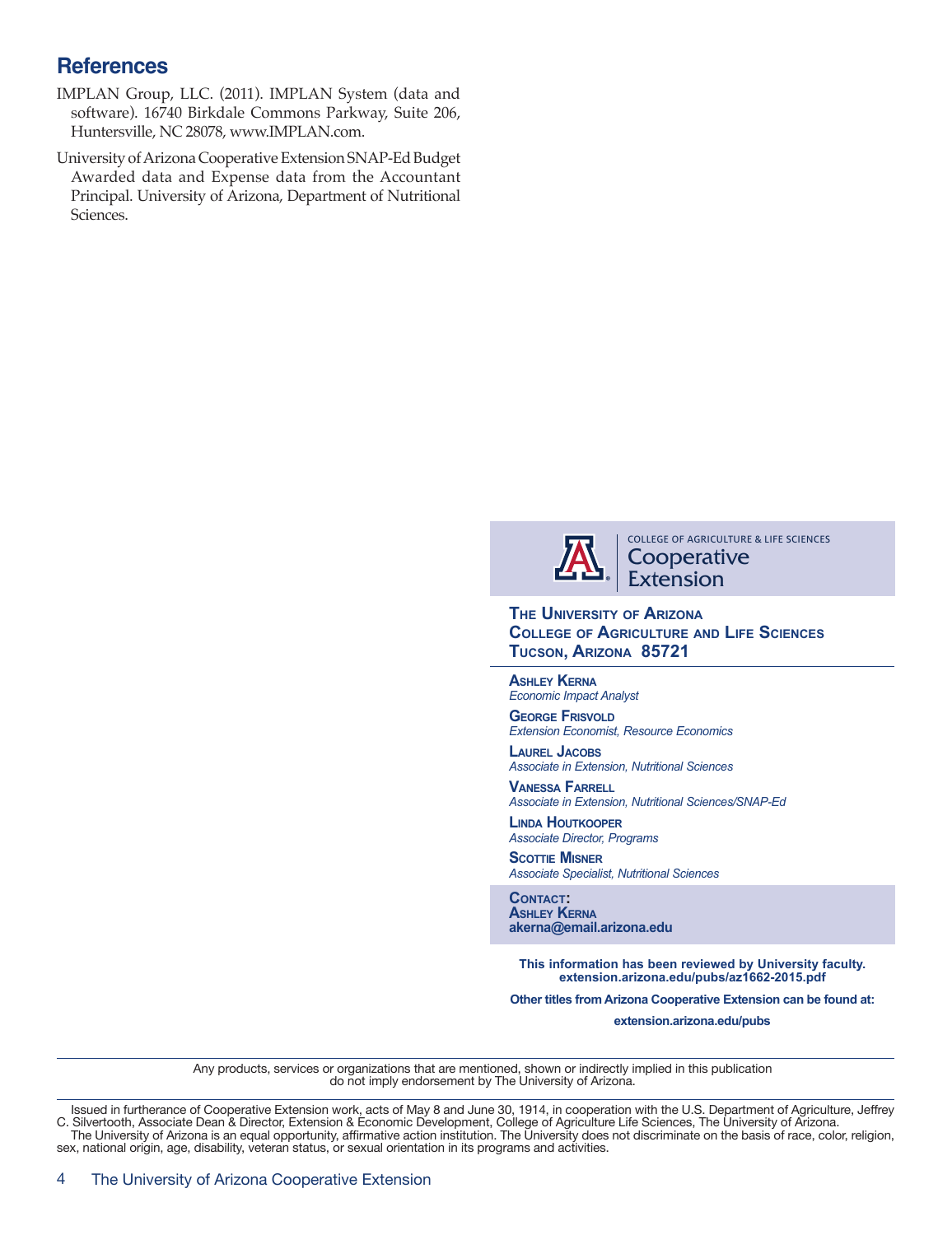## References

IMPLAN Group, LLC. (2011). IMPLAN System (data and software). 16740 Birkdale Commons Parkway, Suite 206, Huntersville, NC 28078, www.IMPLAN.com.

University of Arizona Cooperative Extension SNAP-Ed Budget Awarded data and Expense data from the Accountant Principal. University of Arizona, Department of Nutritional Sciences.

COLLEGE OF AGRICULTURE & LIFE SCIENCES
Cooperative Extension

**The University of Arizona**
**College of Agriculture and Life Sciences**
**Tucson, Arizona 85721**

**Ashley Kerna**
*Economic Impact Analyst*

**George Frisvold**
*Extension Economist, Resource Economics*

**Laurel Jacobs**
*Associate in Extension, Nutritional Sciences*

**Vanessa Farrell**
*Associate in Extension, Nutritional Sciences/SNAP-Ed*

**Linda Houtkooper**
*Associate Director, Programs*

**Scottie Misner**
*Associate Specialist, Nutritional Sciences*

**Contact:**
**Ashley Kerna**
**akerna@email.arizona.edu**

**This information has been reviewed by University faculty.**
**extension.arizona.edu/pubs/az1662-2015.pdf**

**Other titles from Arizona Cooperative Extension can be found at:**

**extension.arizona.edu/pubs**

Any products, services or organizations that are mentioned, shown or indirectly implied in this publication do not imply endorsement by The University of Arizona.

Issued in furtherance of Cooperative Extension work, acts of May 8 and June 30, 1914, in cooperation with the U.S. Department of Agriculture, Jeffrey C. Silvertooth, Associate Dean & Director, Extension & Economic Development, College of Agriculture Life Sciences, The University of Arizona.
The University of Arizona is an equal opportunity, affirmative action institution. The University does not discriminate on the basis of race, color, religion, sex, national origin, age, disability, veteran status, or sexual orientation in its programs and activities.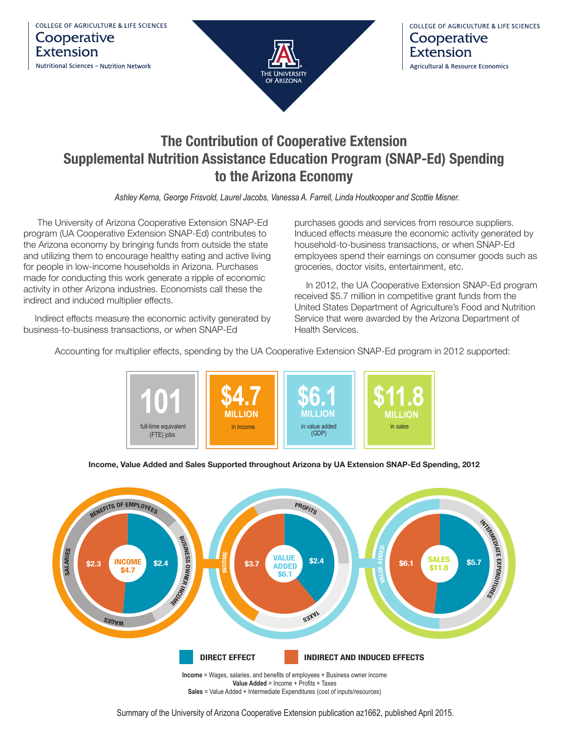COLLEGE OF AGRICULTURE & LIFE SCIENCES
Cooperative Extension
Nutritional Sciences – Nutrition Network

THE UNIVERSITY OF ARIZONA

COLLEGE OF AGRICULTURE & LIFE SCIENCES
Cooperative Extension
Agricultural & Resource Economics

# The Contribution of Cooperative Extension Supplemental Nutrition Assistance Education Program (SNAP-Ed) Spending to the Arizona Economy

*Ashley Kerna, George Frisvold, Laurel Jacobs, Vanessa A. Farrell, Linda Houtkooper and Scottie Misner.*

The University of Arizona Cooperative Extension SNAP-Ed program (UA Cooperative Extension SNAP-Ed) contributes to the Arizona economy by bringing funds from outside the state and utilizing them to encourage healthy eating and active living for people in low-income households in Arizona. Purchases made for conducting this work generate a ripple of economic activity in other Arizona industries. Economists call these the indirect and induced multiplier effects.

Indirect effects measure the economic activity generated by business-to-business transactions, or when SNAP-Ed purchases goods and services from resource suppliers. Induced effects measure the economic activity generated by household-to-business transactions, or when SNAP-Ed employees spend their earnings on consumer goods such as groceries, doctor visits, entertainment, etc.

In 2012, the UA Cooperative Extension SNAP-Ed program received $5.7 million in competitive grant funds from the United States Department of Agriculture's Food and Nutrition Service that were awarded by the Arizona Department of Health Services.

Accounting for multiplier effects, spending by the UA Cooperative Extension SNAP-Ed program in 2012 supported:

**101** full-time equivalent (FTE) jobs

**$4.7 MILLION** in income

**$6.1 MILLION** in value added (GDP)

**$11.8 MILLION** in sales

**Income, Value Added and Sales Supported throughout Arizona by UA Extension SNAP-Ed Spending, 2012**

BENEFITS OF EMPLOYEES
SALARIES
BUSINESS OWNER INCOME
WAGES
$2.3
INCOME $4.7
$2.4

PROFITS
INCOME
TAXES
$3.7
VALUE ADDED $6.1
$2.4

VALUE ADDED
INTERMEDIATE EXPENDITURES
$6.1
SALES $11.8
$5.7

DIRECT EFFECT
INDIRECT AND INDUCED EFFECTS

**Income** = Wages, salaries, and benefits of employees + Business owner income
**Value Added** = Income + Profits + Taxes
**Sales** = Value Added + Intermediate Expenditures (cost of inputs/resources)

Summary of the University of Arizona Cooperative Extension publication az1662, published April 2015.